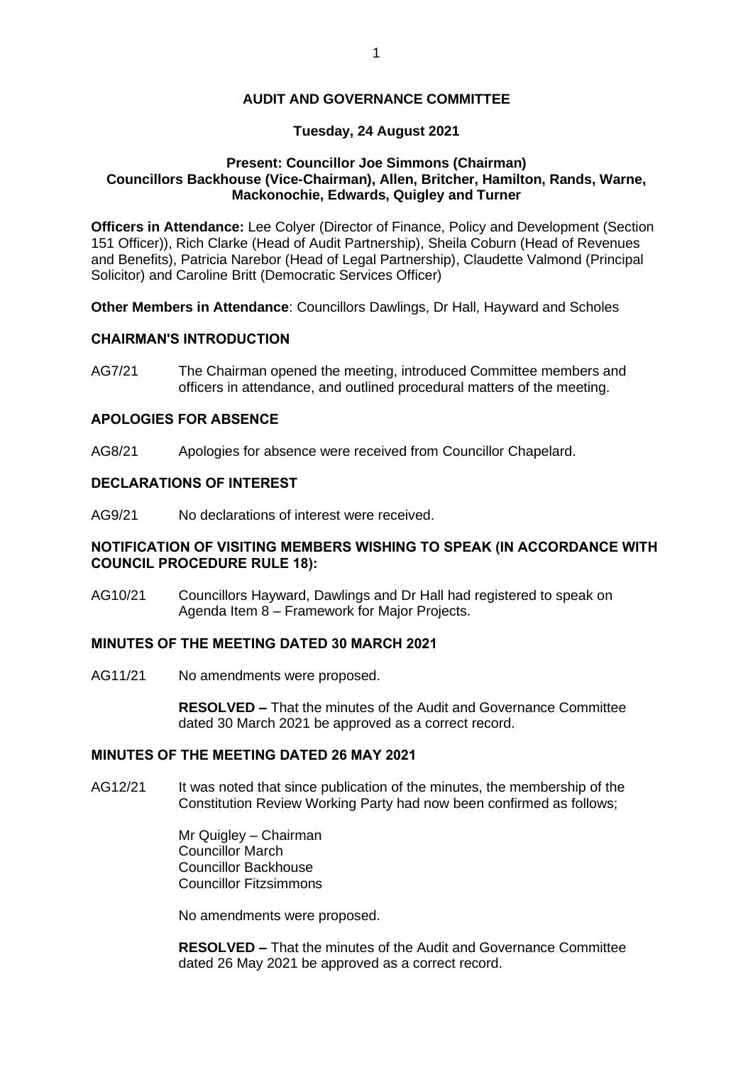# AUDIT AND GOVERNANCE COMMITTEE

**Tuesday, 24 August 2021**

**Present: Councillor Joe Simmons (Chairman)**
**Councillors Backhouse (Vice-Chairman), Allen, Britcher, Hamilton, Rands, Warne, Mackonochie, Edwards, Quigley and Turner**

**Officers in Attendance:** Lee Colyer (Director of Finance, Policy and Development (Section 151 Officer)), Rich Clarke (Head of Audit Partnership), Sheila Coburn (Head of Revenues and Benefits), Patricia Narebor (Head of Legal Partnership), Claudette Valmond (Principal Solicitor) and Caroline Britt (Democratic Services Officer)

**Other Members in Attendance**: Councillors Dawlings, Dr Hall, Hayward and Scholes

## CHAIRMAN'S INTRODUCTION

AG7/21 The Chairman opened the meeting, introduced Committee members and officers in attendance, and outlined procedural matters of the meeting.

## APOLOGIES FOR ABSENCE

AG8/21 Apologies for absence were received from Councillor Chapelard.

## DECLARATIONS OF INTEREST

AG9/21 No declarations of interest were received.

## NOTIFICATION OF VISITING MEMBERS WISHING TO SPEAK (IN ACCORDANCE WITH COUNCIL PROCEDURE RULE 18):

AG10/21 Councillors Hayward, Dawlings and Dr Hall had registered to speak on Agenda Item 8 – Framework for Major Projects.

## MINUTES OF THE MEETING DATED 30 MARCH 2021

AG11/21 No amendments were proposed.

**RESOLVED –** That the minutes of the Audit and Governance Committee dated 30 March 2021 be approved as a correct record.

## MINUTES OF THE MEETING DATED 26 MAY 2021

AG12/21 It was noted that since publication of the minutes, the membership of the Constitution Review Working Party had now been confirmed as follows;

Mr Quigley – Chairman
Councillor March
Councillor Backhouse
Councillor Fitzsimmons

No amendments were proposed.

**RESOLVED –** That the minutes of the Audit and Governance Committee dated 26 May 2021 be approved as a correct record.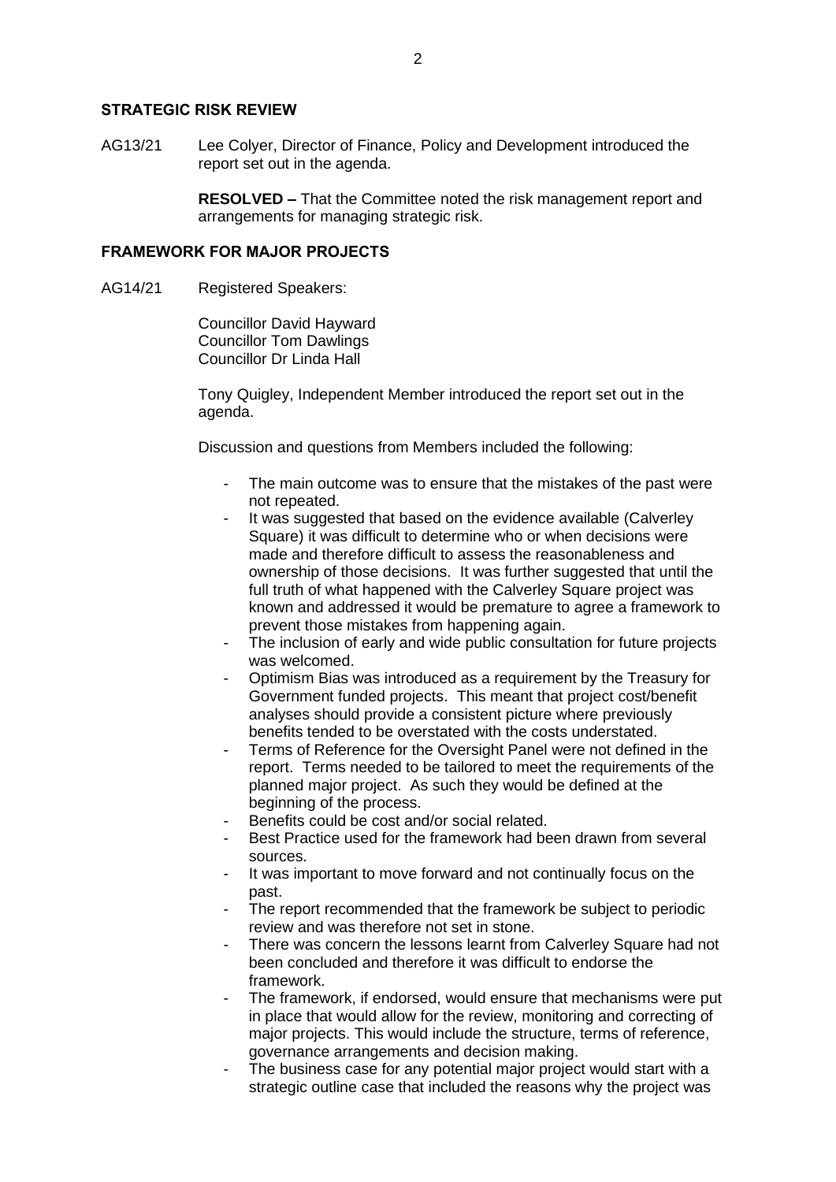## STRATEGIC RISK REVIEW

AG13/21 Lee Colyer, Director of Finance, Policy and Development introduced the report set out in the agenda.

**RESOLVED –** That the Committee noted the risk management report and arrangements for managing strategic risk.

## FRAMEWORK FOR MAJOR PROJECTS

AG14/21 Registered Speakers:

Councillor David Hayward
Councillor Tom Dawlings
Councillor Dr Linda Hall

Tony Quigley, Independent Member introduced the report set out in the agenda.

Discussion and questions from Members included the following:

- The main outcome was to ensure that the mistakes of the past were not repeated.
- It was suggested that based on the evidence available (Calverley Square) it was difficult to determine who or when decisions were made and therefore difficult to assess the reasonableness and ownership of those decisions. It was further suggested that until the full truth of what happened with the Calverley Square project was known and addressed it would be premature to agree a framework to prevent those mistakes from happening again.
- The inclusion of early and wide public consultation for future projects was welcomed.
- Optimism Bias was introduced as a requirement by the Treasury for Government funded projects. This meant that project cost/benefit analyses should provide a consistent picture where previously benefits tended to be overstated with the costs understated.
- Terms of Reference for the Oversight Panel were not defined in the report. Terms needed to be tailored to meet the requirements of the planned major project. As such they would be defined at the beginning of the process.
- Benefits could be cost and/or social related.
- Best Practice used for the framework had been drawn from several sources.
- It was important to move forward and not continually focus on the past.
- The report recommended that the framework be subject to periodic review and was therefore not set in stone.
- There was concern the lessons learnt from Calverley Square had not been concluded and therefore it was difficult to endorse the framework.
- The framework, if endorsed, would ensure that mechanisms were put in place that would allow for the review, monitoring and correcting of major projects. This would include the structure, terms of reference, governance arrangements and decision making.
- The business case for any potential major project would start with a strategic outline case that included the reasons why the project was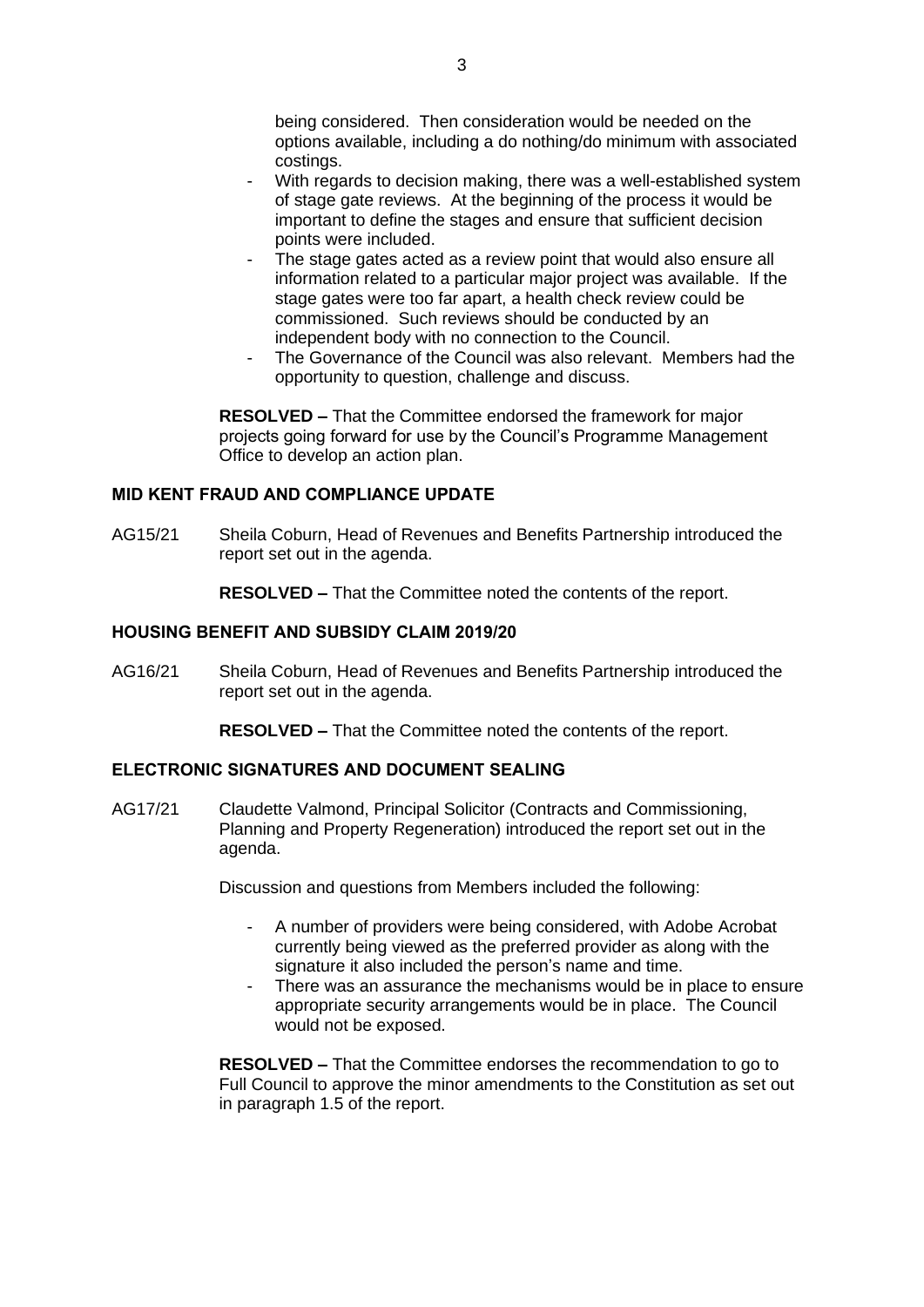being considered. Then consideration would be needed on the options available, including a do nothing/do minimum with associated costings.

- With regards to decision making, there was a well-established system of stage gate reviews. At the beginning of the process it would be important to define the stages and ensure that sufficient decision points were included.
- The stage gates acted as a review point that would also ensure all information related to a particular major project was available. If the stage gates were too far apart, a health check review could be commissioned. Such reviews should be conducted by an independent body with no connection to the Council.
- The Governance of the Council was also relevant. Members had the opportunity to question, challenge and discuss.

**RESOLVED –** That the Committee endorsed the framework for major projects going forward for use by the Council's Programme Management Office to develop an action plan.

## MID KENT FRAUD AND COMPLIANCE UPDATE

AG15/21 Sheila Coburn, Head of Revenues and Benefits Partnership introduced the report set out in the agenda.

**RESOLVED –** That the Committee noted the contents of the report.

## HOUSING BENEFIT AND SUBSIDY CLAIM 2019/20

AG16/21 Sheila Coburn, Head of Revenues and Benefits Partnership introduced the report set out in the agenda.

**RESOLVED –** That the Committee noted the contents of the report.

## ELECTRONIC SIGNATURES AND DOCUMENT SEALING

AG17/21 Claudette Valmond, Principal Solicitor (Contracts and Commissioning, Planning and Property Regeneration) introduced the report set out in the agenda.

Discussion and questions from Members included the following:

- A number of providers were being considered, with Adobe Acrobat currently being viewed as the preferred provider as along with the signature it also included the person's name and time.
- There was an assurance the mechanisms would be in place to ensure appropriate security arrangements would be in place. The Council would not be exposed.

**RESOLVED –** That the Committee endorses the recommendation to go to Full Council to approve the minor amendments to the Constitution as set out in paragraph 1.5 of the report.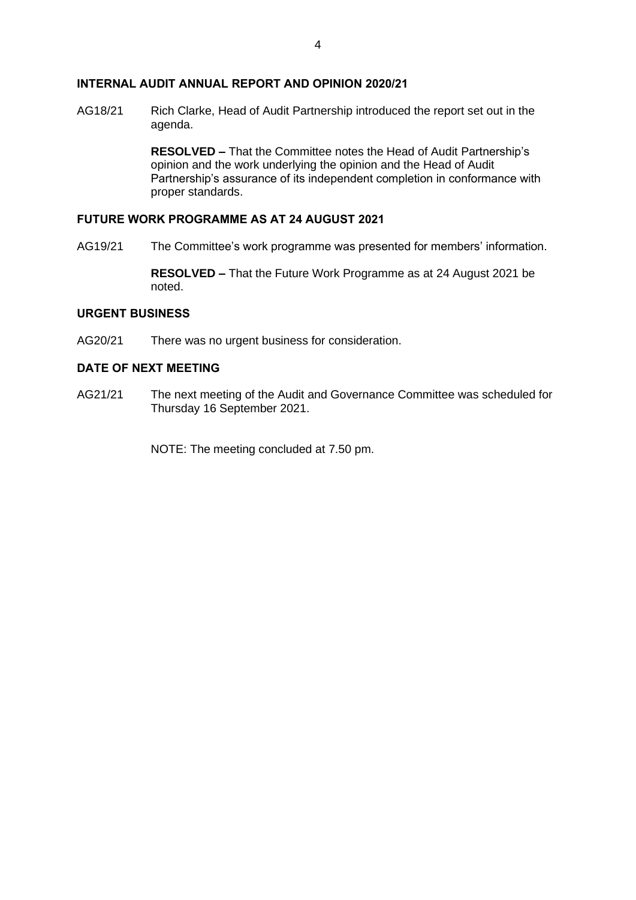## INTERNAL AUDIT ANNUAL REPORT AND OPINION 2020/21

AG18/21 Rich Clarke, Head of Audit Partnership introduced the report set out in the agenda.

**RESOLVED –** That the Committee notes the Head of Audit Partnership's opinion and the work underlying the opinion and the Head of Audit Partnership's assurance of its independent completion in conformance with proper standards.

## FUTURE WORK PROGRAMME AS AT 24 AUGUST 2021

AG19/21 The Committee's work programme was presented for members' information.

**RESOLVED –** That the Future Work Programme as at 24 August 2021 be noted.

## URGENT BUSINESS

AG20/21 There was no urgent business for consideration.

## DATE OF NEXT MEETING

AG21/21 The next meeting of the Audit and Governance Committee was scheduled for Thursday 16 September 2021.

NOTE: The meeting concluded at 7.50 pm.